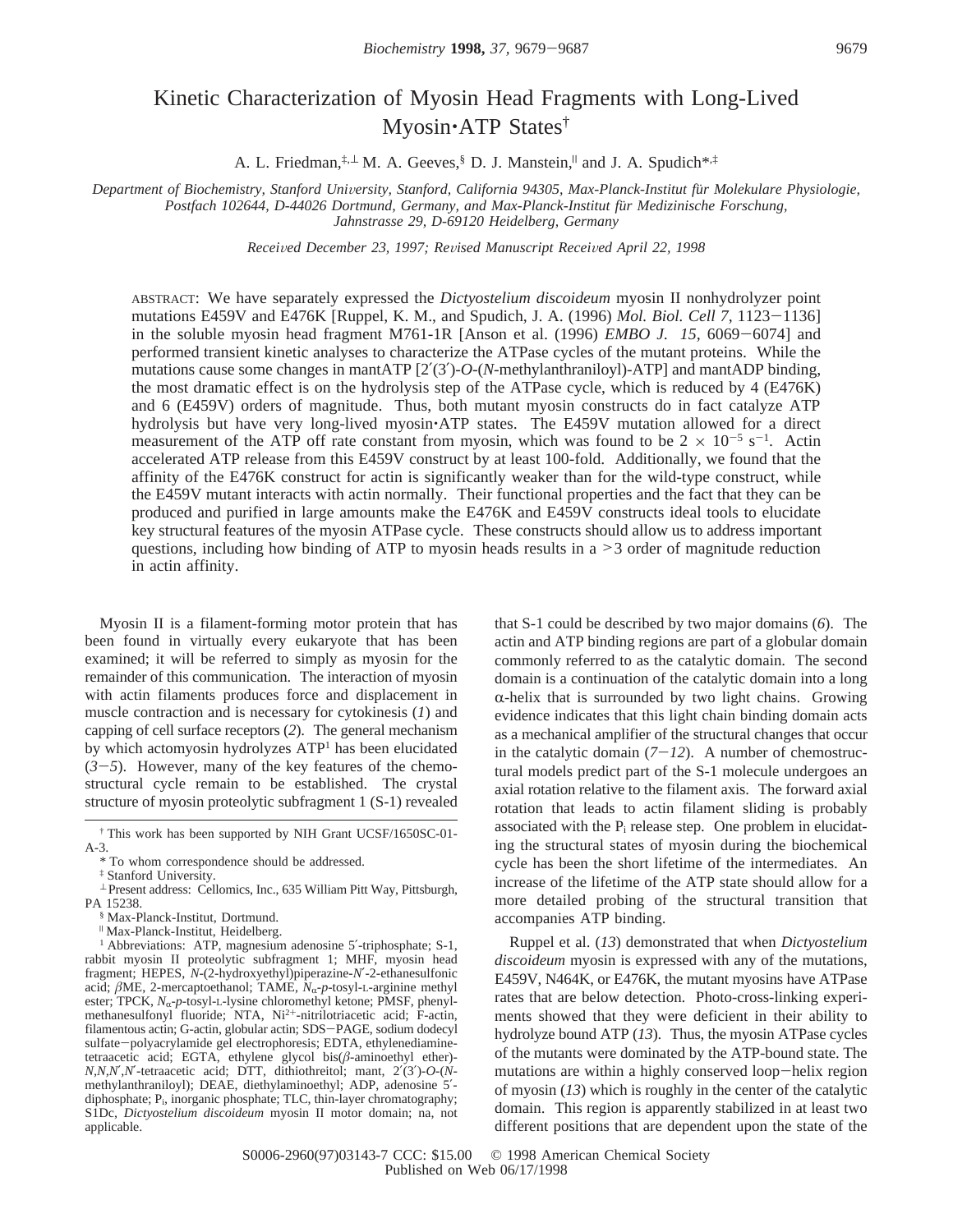# Kinetic Characterization of Myosin Head Fragments with Long-Lived Myosin·ATP States†

A. L. Friedman,[‡,⊥] M. A. Geeves,[§] D. J. Manstein,[∥] and J. A. Spudich*,[‡]

*Department of Biochemistry, Stanford University, Stanford, California 94305, Max-Planck-Institut für Molekulare Physiologie, Postfach 102644, D-44026 Dortmund, Germany, and Max-Planck-Institut für Medizinische Forschung, Jahnstrasse 29, D-69120 Heidelberg, Germany*

*Received December 23, 1997; Revised Manuscript Received April 22, 1998*

ABSTRACT: We have separately expressed the *Dictyostelium discoideum* myosin II nonhydrolyzer point mutations E459V and E476K [Ruppel, K. M., and Spudich, J. A. (1996) *Mol. Biol. Cell 7*, 1123−1136] in the soluble myosin head fragment M761-1R [Anson et al. (1996) *EMBO J. 15*, 6069−6074] and performed transient kinetic analyses to characterize the ATPase cycles of the mutant proteins. While the mutations cause some changes in mantATP [2′(3′)-*O*-(*N*-methylanthraniloyl)-ATP] and mantADP binding, the most dramatic effect is on the hydrolysis step of the ATPase cycle, which is reduced by 4 (E476K) and 6 (E459V) orders of magnitude. Thus, both mutant myosin constructs do in fact catalyze ATP hydrolysis but have very long-lived myosin·ATP states. The E459V mutation allowed for a direct measurement of the ATP off rate constant from myosin, which was found to be $2 \times 10^{-5}$ s$^{-1}$. Actin accelerated ATP release from this E459V construct by at least 100-fold. Additionally, we found that the affinity of the E476K construct for actin is significantly weaker than for the wild-type construct, while the E459V mutant interacts with actin normally. Their functional properties and the fact that they can be produced and purified in large amounts make the E476K and E459V constructs ideal tools to elucidate key structural features of the myosin ATPase cycle. These constructs should allow us to address important questions, including how binding of ATP to myosin heads results in a >3 order of magnitude reduction in actin affinity.

Myosin II is a filament-forming motor protein that has been found in virtually every eukaryote that has been examined; it will be referred to simply as myosin for the remainder of this communication. The interaction of myosin with actin filaments produces force and displacement in muscle contraction and is necessary for cytokinesis (*1*) and capping of cell surface receptors (*2*). The general mechanism by which actomyosin hydrolyzes ATP[1] has been elucidated (*3*−*5*). However, many of the key features of the chemostructural cycle remain to be established. The crystal structure of myosin proteolytic subfragment 1 (S-1) revealed that S-1 could be described by two major domains (*6*). The actin and ATP binding regions are part of a globular domain commonly referred to as the catalytic domain. The second domain is a continuation of the catalytic domain into a long α-helix that is surrounded by two light chains. Growing evidence indicates that this light chain binding domain acts as a mechanical amplifier of the structural changes that occur in the catalytic domain (*7*−*12*). A number of chemostructural models predict part of the S-1 molecule undergoes an axial rotation relative to the filament axis. The forward axial rotation that leads to actin filament sliding is probably associated with the $P_i$ release step. One problem in elucidating the structural states of myosin during the biochemical cycle has been the short lifetime of the intermediates. An increase of the lifetime of the ATP state should allow for a more detailed probing of the structural transition that accompanies ATP binding.

Ruppel et al. (*13*) demonstrated that when *Dictyostelium discoideum* myosin is expressed with any of the mutations, E459V, N464K, or E476K, the mutant myosins have ATPase rates that are below detection. Photo-cross-linking experiments showed that they were deficient in their ability to hydrolyze bound ATP (*13*). Thus, the myosin ATPase cycles of the mutants were dominated by the ATP-bound state. The mutations are within a highly conserved loop−helix region of myosin (*13*) which is roughly in the center of the catalytic domain. This region is apparently stabilized in at least two different positions that are dependent upon the state of the

---

† This work has been supported by NIH Grant UCSF/1650SC-01-A-3.

\* To whom correspondence should be addressed.

‡ Stanford University.

⊥ Present address: Cellomics, Inc., 635 William Pitt Way, Pittsburgh, PA 15238.

§ Max-Planck-Institut, Dortmund.

∥ Max-Planck-Institut, Heidelberg.

[1] Abbreviations: ATP, magnesium adenosine 5′-triphosphate; S-1, rabbit myosin II proteolytic subfragment 1; MHF, myosin head fragment; HEPES, *N*-(2-hydroxyethyl)piperazine-*N*′-2-ethanesulfonic acid; βME, 2-mercaptoethanol; TAME, $N_\alpha$-*p*-tosyl-L-arginine methyl ester; TPCK, $N_\alpha$-*p*-tosyl-L-lysine chloromethyl ketone; PMSF, phenylmethanesulfonyl fluoride; NTA, $Ni^{2+}$-nitrilotriacetic acid; F-actin, filamentous actin; G-actin, globular actin; SDS−PAGE, sodium dodecyl sulfate−polyacrylamide gel electrophoresis; EDTA, ethylenediaminetetraacetic acid; EGTA, ethylene glycol bis(β-aminoethyl ether)-*N,N,N′,N′*-tetraacetic acid; DTT, dithiothreitol; mant, 2′(3′)-*O*-(*N*-methylanthraniloyl); DEAE, diethylaminoethyl; ADP, adenosine 5′-diphosphate; $P_i$, inorganic phosphate; TLC, thin-layer chromatography; S1Dc, *Dictyostelium discoideum* myosin II motor domain; na, not applicable.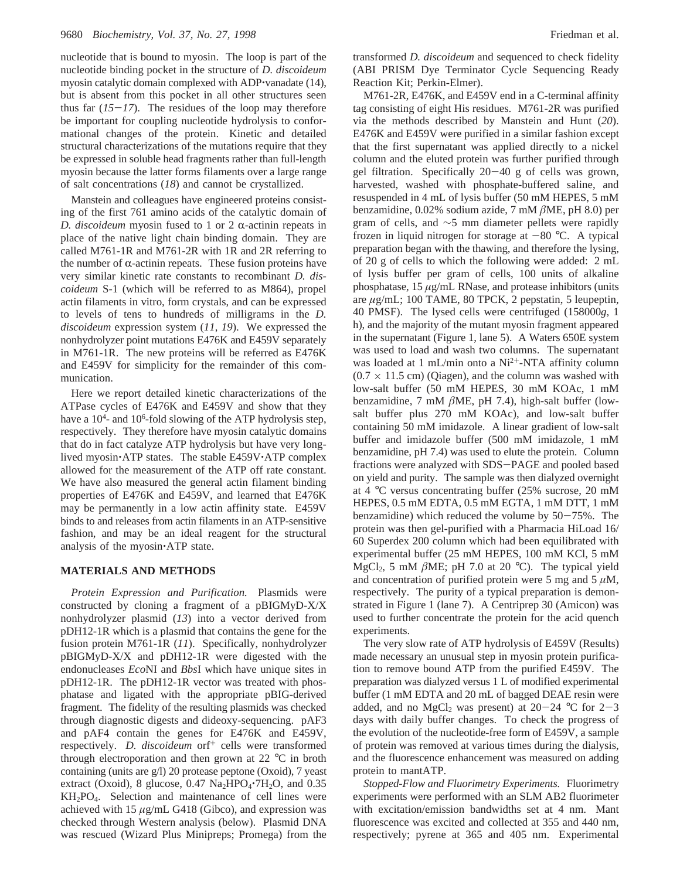nucleotide that is bound to myosin. The loop is part of the nucleotide binding pocket in the structure of *D. discoideum* myosin catalytic domain complexed with ADP·vanadate (14), but is absent from this pocket in all other structures seen thus far (*15*−*17*). The residues of the loop may therefore be important for coupling nucleotide hydrolysis to conformational changes of the protein. Kinetic and detailed structural characterizations of the mutations require that they be expressed in soluble head fragments rather than full-length myosin because the latter forms filaments over a large range of salt concentrations (*18*) and cannot be crystallized.

Manstein and colleagues have engineered proteins consisting of the first 761 amino acids of the catalytic domain of *D. discoideum* myosin fused to 1 or 2 α-actinin repeats in place of the native light chain binding domain. They are called M761-1R and M761-2R with 1R and 2R referring to the number of α-actinin repeats. These fusion proteins have very similar kinetic rate constants to recombinant *D. discoideum* S-1 (which will be referred to as M864), propel actin filaments in vitro, form crystals, and can be expressed to levels of tens to hundreds of milligrams in the *D. discoideum* expression system (*11*, *19*). We expressed the nonhydrolyzer point mutations E476K and E459V separately in M761-1R. The new proteins will be referred as E476K and E459V for simplicity for the remainder of this communication.

Here we report detailed kinetic characterizations of the ATPase cycles of E476K and E459V and show that they have a $10^4$- and $10^6$-fold slowing of the ATP hydrolysis step, respectively. They therefore have myosin catalytic domains that do in fact catalyze ATP hydrolysis but have very long-lived myosin·ATP states. The stable E459V·ATP complex allowed for the measurement of the ATP off rate constant. We have also measured the general actin filament binding properties of E476K and E459V, and learned that E476K may be permanently in a low actin affinity state. E459V binds to and releases from actin filaments in an ATP-sensitive fashion, and may be an ideal reagent for the structural analysis of the myosin·ATP state.

## MATERIALS AND METHODS

*Protein Expression and Purification.* Plasmids were constructed by cloning a fragment of a pBIGMyD-X/X nonhydrolyzer plasmid (*13*) into a vector derived from pDH12-1R which is a plasmid that contains the gene for the fusion protein M761-1R (*11*). Specifically, nonhydrolyzer pBIGMyD-X/X and pDH12-1R were digested with the endonucleases *Eco*NI and *Bbs*I which have unique sites in pDH12-1R. The pDH12-1R vector was treated with phosphatase and ligated with the appropriate pBIG-derived fragment. The fidelity of the resulting plasmids was checked through diagnostic digests and dideoxy-sequencing. pAF3 and pAF4 contain the genes for E476K and E459V, respectively. *D. discoideum* orf$^+$ cells were transformed through electroporation and then grown at 22 °C in broth containing (units are g/l) 20 protease peptone (Oxoid), 7 yeast extract (Oxoid), 8 glucose, 0.47 $Na_2HPO_4$·$7H_2O$, and 0.35 $KH_2PO_4$. Selection and maintenance of cell lines were achieved with 15 μg/mL G418 (Gibco), and expression was checked through Western analysis (below). Plasmid DNA was rescued (Wizard Plus Minipreps; Promega) from the transformed *D. discoideum* and sequenced to check fidelity (ABI PRISM Dye Terminator Cycle Sequencing Ready Reaction Kit; Perkin-Elmer).

M761-2R, E476K, and E459V end in a C-terminal affinity tag consisting of eight His residues. M761-2R was purified via the methods described by Manstein and Hunt (*20*). E476K and E459V were purified in a similar fashion except that the first supernatant was applied directly to a nickel column and the eluted protein was further purified through gel filtration. Specifically 20−40 g of cells was grown, harvested, washed with phosphate-buffered saline, and resuspended in 4 mL of lysis buffer (50 mM HEPES, 5 mM benzamidine, 0.02% sodium azide, 7 mM βME, pH 8.0) per gram of cells, and ∼5 mm diameter pellets were rapidly frozen in liquid nitrogen for storage at −80 °C. A typical preparation began with the thawing, and therefore the lysing, of 20 g of cells to which the following were added: 2 mL of lysis buffer per gram of cells, 100 units of alkaline phosphatase, 15 μg/mL RNase, and protease inhibitors (units are μg/mL; 100 TAME, 80 TPCK, 2 pepstatin, 5 leupeptin, 40 PMSF). The lysed cells were centrifuged (158000*g*, 1 h), and the majority of the mutant myosin fragment appeared in the supernatant (Figure 1, lane 5). A Waters 650E system was used to load and wash two columns. The supernatant was loaded at 1 mL/min onto a $Ni^{2+}$-NTA affinity column (0.7 × 11.5 cm) (Qiagen), and the column was washed with low-salt buffer (50 mM HEPES, 30 mM KOAc, 1 mM benzamidine, 7 mM βME, pH 7.4), high-salt buffer (low-salt buffer plus 270 mM KOAc), and low-salt buffer containing 50 mM imidazole. A linear gradient of low-salt buffer and imidazole buffer (500 mM imidazole, 1 mM benzamidine, pH 7.4) was used to elute the protein. Column fractions were analyzed with SDS−PAGE and pooled based on yield and purity. The sample was then dialyzed overnight at 4 °C versus concentrating buffer (25% sucrose, 20 mM HEPES, 0.5 mM EDTA, 0.5 mM EGTA, 1 mM DTT, 1 mM benzamidine) which reduced the volume by 50−75%. The protein was then gel-purified with a Pharmacia HiLoad 16/60 Superdex 200 column which had been equilibrated with experimental buffer (25 mM HEPES, 100 mM KCl, 5 mM $MgCl_2$, 5 mM βME; pH 7.0 at 20 °C). The typical yield and concentration of purified protein were 5 mg and 5 μM, respectively. The purity of a typical preparation is demonstrated in Figure 1 (lane 7). A Centriprep 30 (Amicon) was used to further concentrate the protein for the acid quench experiments.

The very slow rate of ATP hydrolysis of E459V (Results) made necessary an unusual step in myosin protein purification to remove bound ATP from the purified E459V. The preparation was dialyzed versus 1 L of modified experimental buffer (1 mM EDTA and 20 mL of bagged DEAE resin were added, and no $MgCl_2$ was present) at 20−24 °C for 2−3 days with daily buffer changes. To check the progress of the evolution of the nucleotide-free form of E459V, a sample of protein was removed at various times during the dialysis, and the fluorescence enhancement was measured on adding protein to mantATP.

*Stopped-Flow and Fluorimetry Experiments.* Fluorimetry experiments were performed with an SLM AB2 fluorimeter with excitation/emission bandwidths set at 4 nm. Mant fluorescence was excited and collected at 355 and 440 nm, respectively; pyrene at 365 and 405 nm. Experimental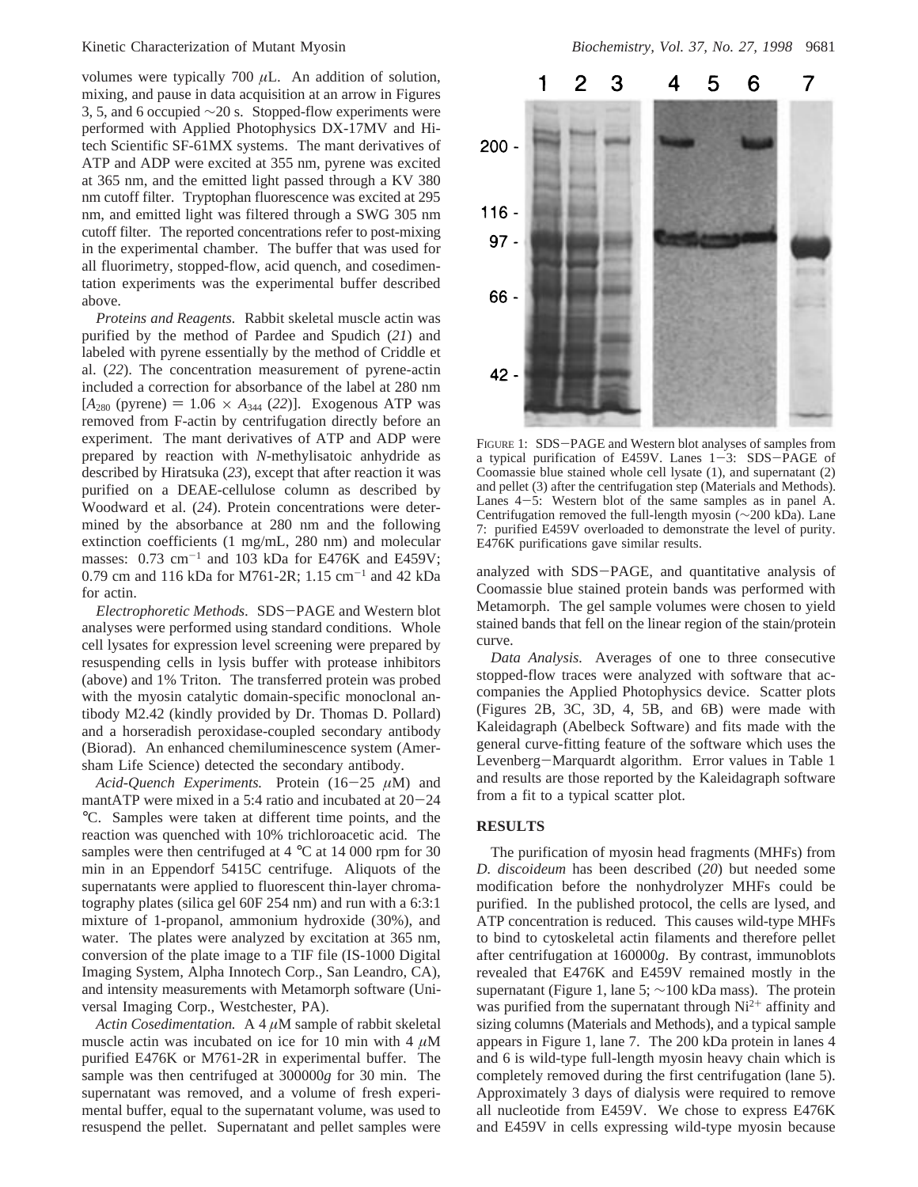volumes were typically 700 μL. An addition of solution, mixing, and pause in data acquisition at an arrow in Figures 3, 5, and 6 occupied ~20 s. Stopped-flow experiments were performed with Applied Photophysics DX-17MV and Hi-tech Scientific SF-61MX systems. The mant derivatives of ATP and ADP were excited at 355 nm, pyrene was excited at 365 nm, and the emitted light passed through a KV 380 nm cutoff filter. Tryptophan fluorescence was excited at 295 nm, and emitted light was filtered through a SWG 305 nm cutoff filter. The reported concentrations refer to post-mixing in the experimental chamber. The buffer that was used for all fluorimetry, stopped-flow, acid quench, and cosedimentation experiments was the experimental buffer described above.

*Proteins and Reagents.* Rabbit skeletal muscle actin was purified by the method of Pardee and Spudich (*21*) and labeled with pyrene essentially by the method of Criddle et al. (*22*). The concentration measurement of pyrene-actin included a correction for absorbance of the label at 280 nm [$A_{280}$ (pyrene) = 1.06 × $A_{344}$ (*22*)]. Exogenous ATP was removed from F-actin by centrifugation directly before an experiment. The mant derivatives of ATP and ADP were prepared by reaction with *N*-methylisatoic anhydride as described by Hiratsuka (*23*), except that after reaction it was purified on a DEAE-cellulose column as described by Woodward et al. (*24*). Protein concentrations were determined by the absorbance at 280 nm and the following extinction coefficients (1 mg/mL, 280 nm) and molecular masses: 0.73 $cm^{-1}$ and 103 kDa for E476K and E459V; 0.79 cm and 116 kDa for M761-2R; 1.15 $cm^{-1}$ and 42 kDa for actin.

*Electrophoretic Methods.* SDS–PAGE and Western blot analyses were performed using standard conditions. Whole cell lysates for expression level screening were prepared by resuspending cells in lysis buffer with protease inhibitors (above) and 1% Triton. The transferred protein was probed with the myosin catalytic domain-specific monoclonal antibody M2.42 (kindly provided by Dr. Thomas D. Pollard) and a horseradish peroxidase-coupled secondary antibody (Biorad). An enhanced chemiluminescence system (Amersham Life Science) detected the secondary antibody.

*Acid-Quench Experiments.* Protein (16–25 μM) and mantATP were mixed in a 5:4 ratio and incubated at 20–24 °C. Samples were taken at different time points, and the reaction was quenched with 10% trichloroacetic acid. The samples were then centrifuged at 4 °C at 14 000 rpm for 30 min in an Eppendorf 5415C centrifuge. Aliquots of the supernatants were applied to fluorescent thin-layer chromatography plates (silica gel 60F 254 nm) and run with a 6:3:1 mixture of 1-propanol, ammonium hydroxide (30%), and water. The plates were analyzed by excitation at 365 nm, conversion of the plate image to a TIF file (IS-1000 Digital Imaging System, Alpha Innotech Corp., San Leandro, CA), and intensity measurements with Metamorph software (Universal Imaging Corp., Westchester, PA).

*Actin Cosedimentation.* A 4 μM sample of rabbit skeletal muscle actin was incubated on ice for 10 min with 4 μM purified E476K or M761-2R in experimental buffer. The sample was then centrifuged at 300000*g* for 30 min. The supernatant was removed, and a volume of fresh experimental buffer, equal to the supernatant volume, was used to resuspend the pellet. Supernatant and pellet samples were analyzed with SDS–PAGE, and quantitative analysis of Coomassie blue stained protein bands was performed with Metamorph. The gel sample volumes were chosen to yield stained bands that fell on the linear region of the stain/protein curve.

FIGURE 1: SDS–PAGE and Western blot analyses of samples from a typical purification of E459V. Lanes 1–3: SDS–PAGE of Coomassie blue stained whole cell lysate (1), and supernatant (2) and pellet (3) after the centrifugation step (Materials and Methods). Lanes 4–5: Western blot of the same samples as in panel A. Centrifugation removed the full-length myosin (~200 kDa). Lane 7: purified E459V overloaded to demonstrate the level of purity. E476K purifications gave similar results.

*Data Analysis.* Averages of one to three consecutive stopped-flow traces were analyzed with software that accompanies the Applied Photophysics device. Scatter plots (Figures 2B, 3C, 3D, 4, 5B, and 6B) were made with Kaleidagraph (Abelbeck Software) and fits made with the general curve-fitting feature of the software which uses the Levenberg–Marquardt algorithm. Error values in Table 1 and results are those reported by the Kaleidagraph software from a fit to a typical scatter plot.

## RESULTS

The purification of myosin head fragments (MHFs) from *D. discoideum* has been described (*20*) but needed some modification before the nonhydrolyzer MHFs could be purified. In the published protocol, the cells are lysed, and ATP concentration is reduced. This causes wild-type MHFs to bind to cytoskeletal actin filaments and therefore pellet after centrifugation at 160000*g*. By contrast, immunoblots revealed that E476K and E459V remained mostly in the supernatant (Figure 1, lane 5; ~100 kDa mass). The protein was purified from the supernatant through $Ni^{2+}$ affinity and sizing columns (Materials and Methods), and a typical sample appears in Figure 1, lane 7. The 200 kDa protein in lanes 4 and 6 is wild-type full-length myosin heavy chain which is completely removed during the first centrifugation (lane 5). Approximately 3 days of dialysis were required to remove all nucleotide from E459V. We chose to express E476K and E459V in cells expressing wild-type myosin because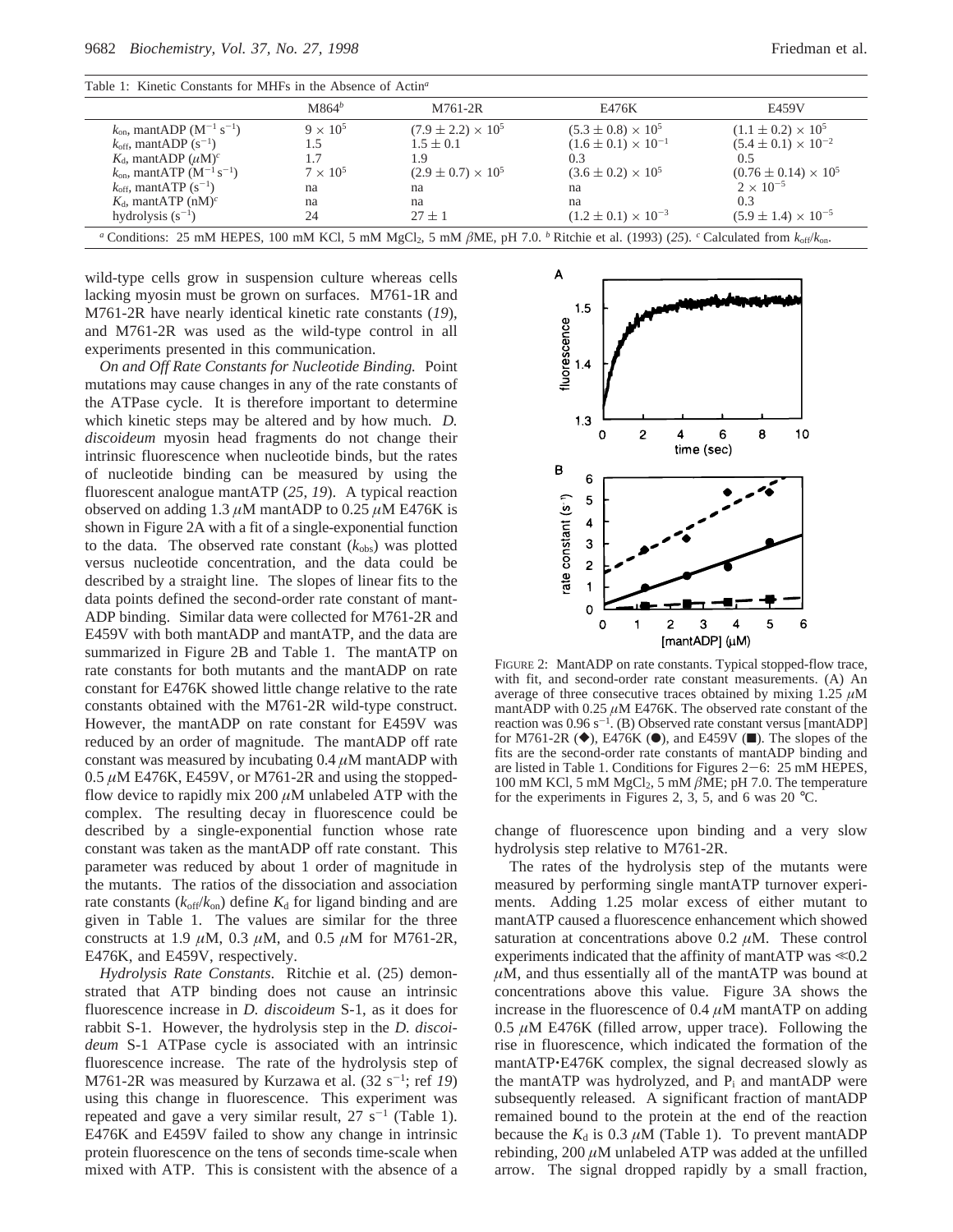Table 1: Kinetic Constants for MHFs in the Absence of Actin[a]

| | M864[b] | M761-2R | E476K | E459V |
|---|---|---|---|---|
| $k_{on}$, mantADP ($M^{-1}\,s^{-1}$) | $9 \times 10^5$ | $(7.9 \pm 2.2) \times 10^5$ | $(5.3 \pm 0.8) \times 10^5$ | $(1.1 \pm 0.2) \times 10^5$ |
| $k_{off}$, mantADP ($s^{-1}$) | 1.5 | $1.5 \pm 0.1$ | $(1.6 \pm 0.1) \times 10^{-1}$ | $(5.4 \pm 0.1) \times 10^{-2}$ |
| $K_d$, mantADP ($\mu$M)[c] | 1.7 | 1.9 | 0.3 | 0.5 |
| $k_{on}$, mantATP ($M^{-1}\,s^{-1}$) | $7 \times 10^5$ | $(2.9 \pm 0.7) \times 10^5$ | $(3.6 \pm 0.2) \times 10^5$ | $(0.76 \pm 0.14) \times 10^5$ |
| $k_{off}$, mantATP ($s^{-1}$) | na | na | na | $2 \times 10^{-5}$ |
| $K_d$, mantATP (nM)[c] | na | na | na | 0.3 |
| hydrolysis ($s^{-1}$) | 24 | $27 \pm 1$ | $(1.2 \pm 0.1) \times 10^{-3}$ | $(5.9 \pm 1.4) \times 10^{-5}$ |

[a] Conditions: 25 mM HEPES, 100 mM KCl, 5 mM $MgCl_2$, 5 mM $\beta$ME, pH 7.0. [b] Ritchie et al. (1993) (*25*). [c] Calculated from $k_{off}/k_{on}$.

wild-type cells grow in suspension culture whereas cells lacking myosin must be grown on surfaces. M761-1R and M761-2R have nearly identical kinetic rate constants (*19*), and M761-2R was used as the wild-type control in all experiments presented in this communication.

*On and Off Rate Constants for Nucleotide Binding.* Point mutations may cause changes in any of the rate constants of the ATPase cycle. It is therefore important to determine which kinetic steps may be altered and by how much. *D. discoideum* myosin head fragments do not change their intrinsic fluorescence when nucleotide binds, but the rates of nucleotide binding can be measured by using the fluorescent analogue mantATP (*25, 19*). A typical reaction observed on adding 1.3 $\mu$M mantADP to 0.25 $\mu$M E476K is shown in Figure 2A with a fit of a single-exponential function to the data. The observed rate constant ($k_{obs}$) was plotted versus nucleotide concentration, and the data could be described by a straight line. The slopes of linear fits to the data points defined the second-order rate constant of mant-ADP binding. Similar data were collected for M761-2R and E459V with both mantADP and mantATP, and the data are summarized in Figure 2B and Table 1. The mantATP on rate constants for both mutants and the mantADP on rate constant for E476K showed little change relative to the rate constants obtained with the M761-2R wild-type construct. However, the mantADP on rate constant for E459V was reduced by an order of magnitude. The mantADP off rate constant was measured by incubating 0.4 $\mu$M mantADP with 0.5 $\mu$M E476K, E459V, or M761-2R and using the stopped-flow device to rapidly mix 200 $\mu$M unlabeled ATP with the complex. The resulting decay in fluorescence could be described by a single-exponential function whose rate constant was taken as the mantADP off rate constant. This parameter was reduced by about 1 order of magnitude in the mutants. The ratios of the dissociation and association rate constants ($k_{off}/k_{on}$) define $K_d$ for ligand binding and are given in Table 1. The values are similar for the three constructs at 1.9 $\mu$M, 0.3 $\mu$M, and 0.5 $\mu$M for M761-2R, E476K, and E459V, respectively.

*Hydrolysis Rate Constants.* Ritchie et al. (25) demonstrated that ATP binding does not cause an intrinsic fluorescence increase in *D. discoideum* S-1, as it does for rabbit S-1. However, the hydrolysis step in the *D. discoideum* S-1 ATPase cycle is associated with an intrinsic fluorescence increase. The rate of the hydrolysis step of M761-2R was measured by Kurzawa et al. (32 $s^{-1}$; ref *19*) using this change in fluorescence. This experiment was repeated and gave a very similar result, 27 $s^{-1}$ (Table 1). E476K and E459V failed to show any change in intrinsic protein fluorescence on the tens of seconds time-scale when mixed with ATP. This is consistent with the absence of a change of fluorescence upon binding and a very slow hydrolysis step relative to M761-2R.

FIGURE 2: MantADP on rate constants. Typical stopped-flow trace, with fit, and second-order rate constant measurements. (A) An average of three consecutive traces obtained by mixing 1.25 $\mu$M mantADP with 0.25 $\mu$M E476K. The observed rate constant of the reaction was 0.96 $s^{-1}$. (B) Observed rate constant versus [mantADP] for M761-2R (◆), E476K (●), and E459V (■). The slopes of the fits are the second-order rate constants of mantADP binding and are listed in Table 1. Conditions for Figures 2−6: 25 mM HEPES, 100 mM KCl, 5 mM $MgCl_2$, 5 mM $\beta$ME; pH 7.0. The temperature for the experiments in Figures 2, 3, 5, and 6 was 20 °C.

The rates of the hydrolysis step of the mutants were measured by performing single mantATP turnover experiments. Adding 1.25 molar excess of either mutant to mantATP caused a fluorescence enhancement which showed saturation at concentrations above 0.2 $\mu$M. These control experiments indicated that the affinity of mantATP was $\ll$0.2 $\mu$M, and thus essentially all of the mantATP was bound at concentrations above this value. Figure 3A shows the increase in the fluorescence of 0.4 $\mu$M mantATP on adding 0.5 $\mu$M E476K (filled arrow, upper trace). Following the rise in fluorescence, which indicated the formation of the mantATP·E476K complex, the signal decreased slowly as the mantATP was hydrolyzed, and $P_i$ and mantADP were subsequently released. A significant fraction of mantADP remained bound to the protein at the end of the reaction because the $K_d$ is 0.3 $\mu$M (Table 1). To prevent mantADP rebinding, 200 $\mu$M unlabeled ATP was added at the unfilled arrow. The signal dropped rapidly by a small fraction,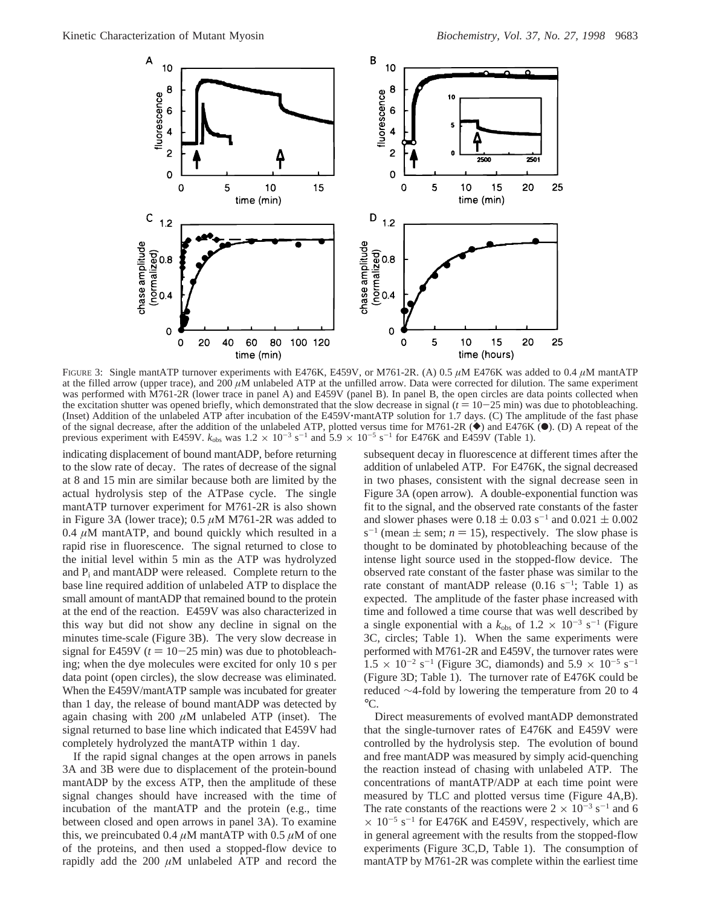FIGURE 3: Single mantATP turnover experiments with E476K, E459V, or M761-2R. (A) 0.5 $\mu$M E476K was added to 0.4 $\mu$M mantATP at the filled arrow (upper trace), and 200 $\mu$M unlabeled ATP at the unfilled arrow. Data were corrected for dilution. The same experiment was performed with M761-2R (lower trace in panel A) and E459V (panel B). In panel B, the open circles are data points collected when the excitation shutter was opened briefly, which demonstrated that the slow decrease in signal ($t$ = 10−25 min) was due to photobleaching. (Inset) Addition of the unlabeled ATP after incubation of the E459V·mantATP solution for 1.7 days. (C) The amplitude of the fast phase of the signal decrease, after the addition of the unlabeled ATP, plotted versus time for M761-2R (◆) and E476K (●). (D) A repeat of the previous experiment with E459V. $k_{obs}$ was $1.2 \times 10^{-3}$ s$^{-1}$ and $5.9 \times 10^{-5}$ s$^{-1}$ for E476K and E459V (Table 1).

indicating displacement of bound mantADP, before returning to the slow rate of decay. The rates of decrease of the signal at 8 and 15 min are similar because both are limited by the actual hydrolysis step of the ATPase cycle. The single mantATP turnover experiment for M761-2R is also shown in Figure 3A (lower trace); 0.5 $\mu$M M761-2R was added to 0.4 $\mu$M mantATP, and bound quickly which resulted in a rapid rise in fluorescence. The signal returned to close to the initial level within 5 min as the ATP was hydrolyzed and $P_i$ and mantADP were released. Complete return to the base line required addition of unlabeled ATP to displace the small amount of mantADP that remained bound to the protein at the end of the reaction. E459V was also characterized in this way but did not show any decline in signal on the minutes time-scale (Figure 3B). The very slow decrease in signal for E459V ($t$ = 10−25 min) was due to photobleaching; when the dye molecules were excited for only 10 s per data point (open circles), the slow decrease was eliminated. When the E459V/mantATP sample was incubated for greater than 1 day, the release of bound mantADP was detected by again chasing with 200 $\mu$M unlabeled ATP (inset). The signal returned to base line which indicated that E459V had completely hydrolyzed the mantATP within 1 day.

If the rapid signal changes at the open arrows in panels 3A and 3B were due to displacement of the protein-bound mantADP by the excess ATP, then the amplitude of these signal changes should have increased with the time of incubation of the mantATP and the protein (e.g., time between closed and open arrows in panel 3A). To examine this, we preincubated 0.4 $\mu$M mantATP with 0.5 $\mu$M of one of the proteins, and then used a stopped-flow device to rapidly add the 200 $\mu$M unlabeled ATP and record the subsequent decay in fluorescence at different times after the addition of unlabeled ATP. For E476K, the signal decreased in two phases, consistent with the signal decrease seen in Figure 3A (open arrow). A double-exponential function was fit to the signal, and the observed rate constants of the faster and slower phases were $0.18 \pm 0.03$ s$^{-1}$ and $0.021 \pm 0.002$ s$^{-1}$ (mean ± sem; $n$ = 15), respectively. The slow phase is thought to be dominated by photobleaching because of the intense light source used in the stopped-flow device. The observed rate constant of the faster phase was similar to the rate constant of mantADP release (0.16 s$^{-1}$; Table 1) as expected. The amplitude of the faster phase increased with time and followed a time course that was well described by a single exponential with a $k_{obs}$ of $1.2 \times 10^{-3}$ s$^{-1}$ (Figure 3C, circles; Table 1). When the same experiments were performed with M761-2R and E459V, the turnover rates were $1.5 \times 10^{-2}$ s$^{-1}$ (Figure 3C, diamonds) and $5.9 \times 10^{-5}$ s$^{-1}$ (Figure 3D; Table 1). The turnover rate of E476K could be reduced ~4-fold by lowering the temperature from 20 to 4 °C.

Direct measurements of evolved mantADP demonstrated that the single-turnover rates of E476K and E459V were controlled by the hydrolysis step. The evolution of bound and free mantADP was measured by simply acid-quenching the reaction instead of chasing with unlabeled ATP. The concentrations of mantATP/ADP at each time point were measured by TLC and plotted versus time (Figure 4A,B). The rate constants of the reactions were $2 \times 10^{-3}$ s$^{-1}$ and $6 \times 10^{-5}$ s$^{-1}$ for E476K and E459V, respectively, which are in general agreement with the results from the stopped-flow experiments (Figure 3C,D, Table 1). The consumption of mantATP by M761-2R was complete within the earliest time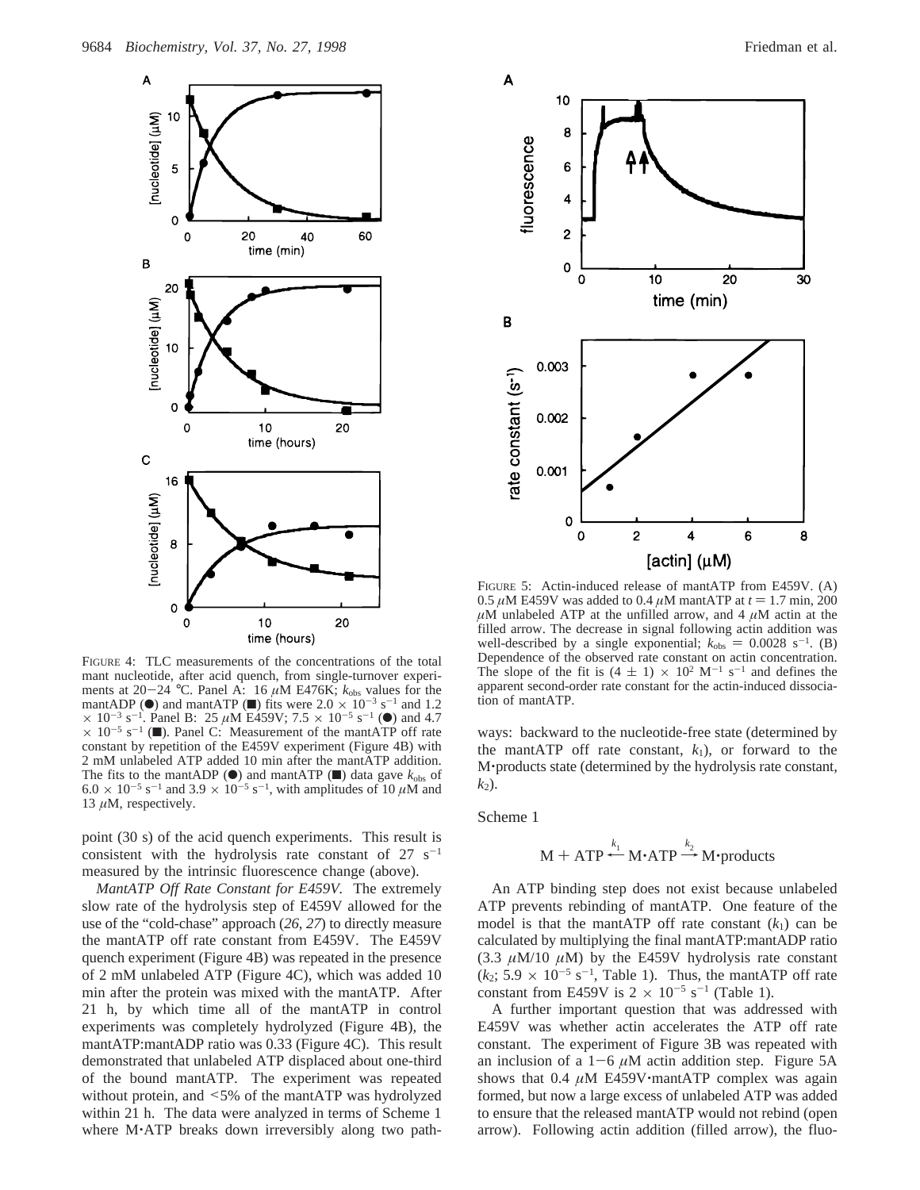FIGURE 4: TLC measurements of the concentrations of the total mant nucleotide, after acid quench, from single-turnover experiments at 20−24 °C. Panel A: 16 μM E476K; $k_{obs}$ values for the mantADP (●) and mantATP (■) fits were $2.0 \times 10^{-3}$ s$^{-1}$ and $1.2 \times 10^{-3}$ s$^{-1}$. Panel B: 25 μM E459V; $7.5 \times 10^{-5}$ s$^{-1}$ (●) and $4.7 \times 10^{-5}$ s$^{-1}$ (■). Panel C: Measurement of the mantATP off rate constant by repetition of the E459V experiment (Figure 4B) with 2 mM unlabeled ATP added 10 min after the mantATP addition. The fits to the mantADP (●) and mantATP (■) data gave $k_{obs}$ of $6.0 \times 10^{-5}$ s$^{-1}$ and $3.9 \times 10^{-5}$ s$^{-1}$, with amplitudes of 10 μM and 13 μM, respectively.

point (30 s) of the acid quench experiments. This result is consistent with the hydrolysis rate constant of 27 s$^{-1}$ measured by the intrinsic fluorescence change (above).

*MantATP Off Rate Constant for E459V.* The extremely slow rate of the hydrolysis step of E459V allowed for the use of the "cold-chase" approach (*26*, *27*) to directly measure the mantATP off rate constant from E459V. The E459V quench experiment (Figure 4B) was repeated in the presence of 2 mM unlabeled ATP (Figure 4C), which was added 10 min after the protein was mixed with the mantATP. After 21 h, by which time all of the mantATP in control experiments was completely hydrolyzed (Figure 4B), the mantATP:mantADP ratio was 0.33 (Figure 4C). This result demonstrated that unlabeled ATP displaced about one-third of the bound mantATP. The experiment was repeated without protein, and <5% of the mantATP was hydrolyzed within 21 h. The data were analyzed in terms of Scheme 1 where M·ATP breaks down irreversibly along two pathways: backward to the nucleotide-free state (determined by the mantATP off rate constant, $k_1$), or forward to the M·products state (determined by the hydrolysis rate constant, $k_2$).

FIGURE 5: Actin-induced release of mantATP from E459V. (A) 0.5 μM E459V was added to 0.4 μM mantATP at $t = 1.7$ min, 200 μM unlabeled ATP at the unfilled arrow, and 4 μM actin at the filled arrow. The decrease in signal following actin addition was well-described by a single exponential; $k_{obs} = 0.0028$ s$^{-1}$. (B) Dependence of the observed rate constant on actin concentration. The slope of the fit is $(4 \pm 1) \times 10^2$ M$^{-1}$ s$^{-1}$ and defines the apparent second-order rate constant for the actin-induced dissociation of mantATP.

Scheme 1

$$\text{M} + \text{ATP} \overset{k_1}{\longleftarrow} \text{M·ATP} \overset{k_2}{\longrightarrow} \text{M·products}$$

An ATP binding step does not exist because unlabeled ATP prevents rebinding of mantATP. One feature of the model is that the mantATP off rate constant ($k_1$) can be calculated by multiplying the final mantATP:mantADP ratio (3.3 μM/10 μM) by the E459V hydrolysis rate constant ($k_2$; $5.9 \times 10^{-5}$ s$^{-1}$, Table 1). Thus, the mantATP off rate constant from E459V is $2 \times 10^{-5}$ s$^{-1}$ (Table 1).

A further important question that was addressed with E459V was whether actin accelerates the ATP off rate constant. The experiment of Figure 3B was repeated with an inclusion of a 1−6 μM actin addition step. Figure 5A shows that 0.4 μM E459V·mantATP complex was again formed, but now a large excess of unlabeled ATP was added to ensure that the released mantATP would not rebind (open arrow). Following actin addition (filled arrow), the fluo-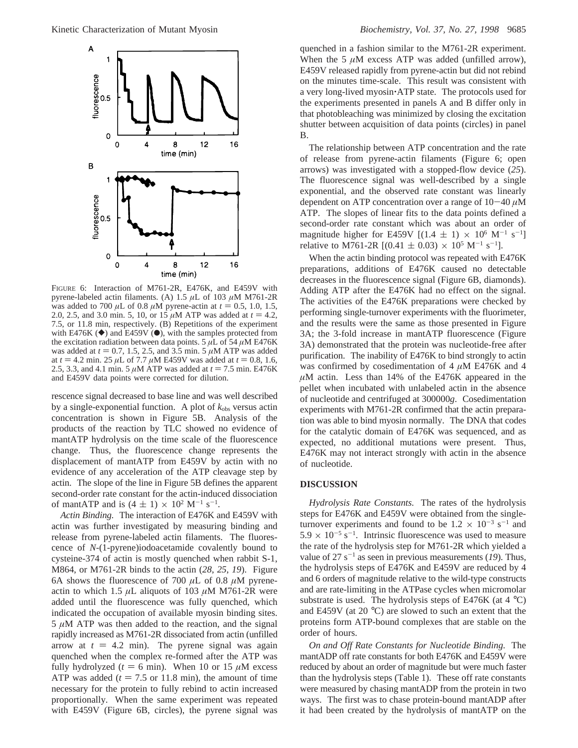FIGURE 6: Interaction of M761-2R, E476K, and E459V with pyrene-labeled actin filaments. (A) 1.5 μL of 103 μM M761-2R was added to 700 μL of 0.8 μM pyrene-actin at $t = 0.5$, 1.0, 1.5, 2.0, 2.5, and 3.0 min. 5, 10, or 15 μM ATP was added at $t = 4.2$, 7.5, or 11.8 min, respectively. (B) Repetitions of the experiment with E476K (◆) and E459V (●), with the samples protected from the excitation radiation between data points. 5 μL of 54 μM E476K was added at $t = 0.7$, 1.5, 2.5, and 3.5 min. 5 μM ATP was added at $t = 4.2$ min. 25 μL of 7.7 μM E459V was added at $t = 0.8$, 1.6, 2.5, 3.3, and 4.1 min. 5 μM ATP was added at $t = 7.5$ min. E476K and E459V data points were corrected for dilution.

rescence signal decreased to base line and was well described by a single-exponential function. A plot of $k_{obs}$ versus actin concentration is shown in Figure 5B. Analysis of the products of the reaction by TLC showed no evidence of mantATP hydrolysis on the time scale of the fluorescence change. Thus, the fluorescence change represents the displacement of mantATP from E459V by actin with no evidence of any acceleration of the ATP cleavage step by actin. The slope of the line in Figure 5B defines the apparent second-order rate constant for the actin-induced dissociation of mantATP and is $(4 \pm 1) \times 10^2$ $M^{-1}$ $s^{-1}$.

*Actin Binding.* The interaction of E476K and E459V with actin was further investigated by measuring binding and release from pyrene-labeled actin filaments. The fluorescence of *N*-(1-pyrene)iodoacetamide covalently bound to cysteine-374 of actin is mostly quenched when rabbit S-1, M864, or M761-2R binds to the actin (*28*, *25*, *19*). Figure 6A shows the fluorescence of 700 μL of 0.8 μM pyrene-actin to which 1.5 μL aliquots of 103 μM M761-2R were added until the fluorescence was fully quenched, which indicated the occupation of available myosin binding sites. 5 μM ATP was then added to the reaction, and the signal rapidly increased as M761-2R dissociated from actin (unfilled arrow at $t = 4.2$ min). The pyrene signal was again quenched when the complex re-formed after the ATP was fully hydrolyzed ($t = 6$ min). When 10 or 15 μM excess ATP was added ($t = 7.5$ or 11.8 min), the amount of time necessary for the protein to fully rebind to actin increased proportionally. When the same experiment was repeated with E459V (Figure 6B, circles), the pyrene signal was quenched in a fashion similar to the M761-2R experiment. When the 5 μM excess ATP was added (unfilled arrow), E459V released rapidly from pyrene-actin but did not rebind on the minutes time-scale. This result was consistent with a very long-lived myosin·ATP state. The protocols used for the experiments presented in panels A and B differ only in that photobleaching was minimized by closing the excitation shutter between acquisition of data points (circles) in panel B.

The relationship between ATP concentration and the rate of release from pyrene-actin filaments (Figure 6; open arrows) was investigated with a stopped-flow device (*25*). The fluorescence signal was well-described by a single exponential, and the observed rate constant was linearly dependent on ATP concentration over a range of 10−40 μM ATP. The slopes of linear fits to the data points defined a second-order rate constant which was about an order of magnitude higher for E459V [$(1.4 \pm 1) \times 10^6$ $M^{-1}$ $s^{-1}$] relative to M761-2R [$(0.41 \pm 0.03) \times 10^5$ $M^{-1}$ $s^{-1}$].

When the actin binding protocol was repeated with E476K preparations, additions of E476K caused no detectable decreases in the fluorescence signal (Figure 6B, diamonds). Adding ATP after the E476K had no effect on the signal. The activities of the E476K preparations were checked by performing single-turnover experiments with the fluorimeter, and the results were the same as those presented in Figure 3A; the 3-fold increase in mantATP fluorescence (Figure 3A) demonstrated that the protein was nucleotide-free after purification. The inability of E476K to bind strongly to actin was confirmed by cosedimentation of 4 μM E476K and 4 μM actin. Less than 14% of the E476K appeared in the pellet when incubated with unlabeled actin in the absence of nucleotide and centrifuged at 300000*g*. Cosedimentation experiments with M761-2R confirmed that the actin preparation was able to bind myosin normally. The DNA that codes for the catalytic domain of E476K was sequenced, and as expected, no additional mutations were present. Thus, E476K may not interact strongly with actin in the absence of nucleotide.

## DISCUSSION

*Hydrolysis Rate Constants.* The rates of the hydrolysis steps for E476K and E459V were obtained from the single-turnover experiments and found to be $1.2 \times 10^{-3}$ $s^{-1}$ and $5.9 \times 10^{-5}$ $s^{-1}$. Intrinsic fluorescence was used to measure the rate of the hydrolysis step for M761-2R which yielded a value of 27 $s^{-1}$ as seen in previous measurements (*19*). Thus, the hydrolysis steps of E476K and E459V are reduced by 4 and 6 orders of magnitude relative to the wild-type constructs and are rate-limiting in the ATPase cycles when micromolar substrate is used. The hydrolysis steps of E476K (at 4 °C) and E459V (at 20 °C) are slowed to such an extent that the proteins form ATP-bound complexes that are stable on the order of hours.

*On and Off Rate Constants for Nucleotide Binding.* The mantADP off rate constants for both E476K and E459V were reduced by about an order of magnitude but were much faster than the hydrolysis steps (Table 1). These off rate constants were measured by chasing mantADP from the protein in two ways. The first was to chase protein-bound mantADP after it had been created by the hydrolysis of mantATP on the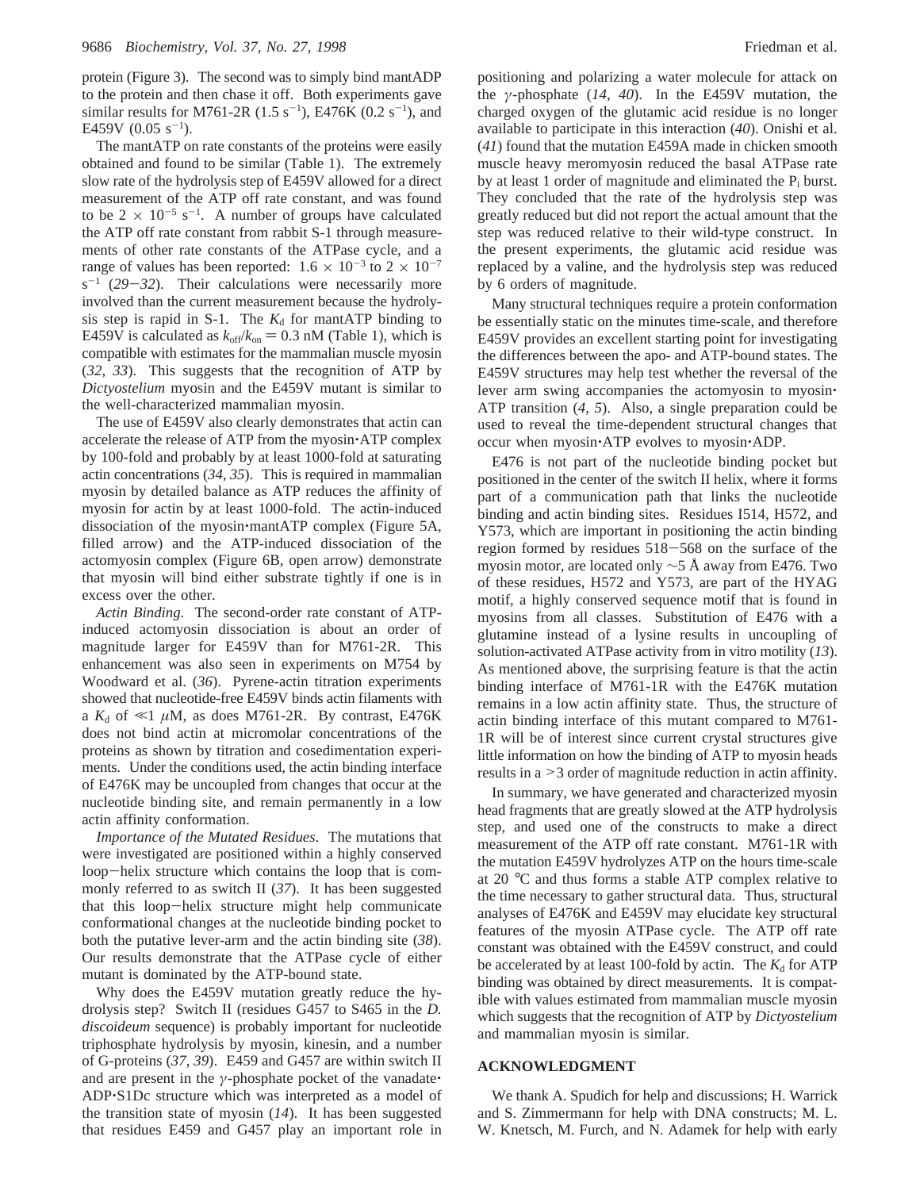protein (Figure 3). The second was to simply bind mantADP to the protein and then chase it off. Both experiments gave similar results for M761-2R (1.5 $s^{-1}$), E476K (0.2 $s^{-1}$), and E459V (0.05 $s^{-1}$).

The mantATP on rate constants of the proteins were easily obtained and found to be similar (Table 1). The extremely slow rate of the hydrolysis step of E459V allowed for a direct measurement of the ATP off rate constant, and was found to be $2 \times 10^{-5}$ $s^{-1}$. A number of groups have calculated the ATP off rate constant from rabbit S-1 through measurements of other rate constants of the ATPase cycle, and a range of values has been reported: $1.6 \times 10^{-3}$ to $2 \times 10^{-7}$ $s^{-1}$ (*29*−*32*). Their calculations were necessarily more involved than the current measurement because the hydrolysis step is rapid in S-1. The $K_d$ for mantATP binding to E459V is calculated as $k_{off}/k_{on} = 0.3$ nM (Table 1), which is compatible with estimates for the mammalian muscle myosin (*32*, *33*). This suggests that the recognition of ATP by *Dictyostelium* myosin and the E459V mutant is similar to the well-characterized mammalian myosin.

The use of E459V also clearly demonstrates that actin can accelerate the release of ATP from the myosin·ATP complex by 100-fold and probably by at least 1000-fold at saturating actin concentrations (*34*, *35*). This is required in mammalian myosin by detailed balance as ATP reduces the affinity of myosin for actin by at least 1000-fold. The actin-induced dissociation of the myosin·mantATP complex (Figure 5A, filled arrow) and the ATP-induced dissociation of the actomyosin complex (Figure 6B, open arrow) demonstrate that myosin will bind either substrate tightly if one is in excess over the other.

*Actin Binding.* The second-order rate constant of ATP-induced actomyosin dissociation is about an order of magnitude larger for E459V than for M761-2R. This enhancement was also seen in experiments on M754 by Woodward et al. (*36*). Pyrene-actin titration experiments showed that nucleotide-free E459V binds actin filaments with a $K_d$ of $\ll 1$ $\mu$M, as does M761-2R. By contrast, E476K does not bind actin at micromolar concentrations of the proteins as shown by titration and cosedimentation experiments. Under the conditions used, the actin binding interface of E476K may be uncoupled from changes that occur at the nucleotide binding site, and remain permanently in a low actin affinity conformation.

*Importance of the Mutated Residues*. The mutations that were investigated are positioned within a highly conserved loop−helix structure which contains the loop that is commonly referred to as switch II (*37*). It has been suggested that this loop−helix structure might help communicate conformational changes at the nucleotide binding pocket to both the putative lever-arm and the actin binding site (*38*). Our results demonstrate that the ATPase cycle of either mutant is dominated by the ATP-bound state.

Why does the E459V mutation greatly reduce the hydrolysis step? Switch II (residues G457 to S465 in the *D. discoideum* sequence) is probably important for nucleotide triphosphate hydrolysis by myosin, kinesin, and a number of G-proteins (*37*, *39*). E459 and G457 are within switch II and are present in the $\gamma$-phosphate pocket of the vanadate·ADP·S1Dc structure which was interpreted as a model of the transition state of myosin (*14*). It has been suggested that residues E459 and G457 play an important role in positioning and polarizing a water molecule for attack on the $\gamma$-phosphate (*14*, *40*). In the E459V mutation, the charged oxygen of the glutamic acid residue is no longer available to participate in this interaction (*40*). Onishi et al. (*41*) found that the mutation E459A made in chicken smooth muscle heavy meromyosin reduced the basal ATPase rate by at least 1 order of magnitude and eliminated the $P_i$ burst. They concluded that the rate of the hydrolysis step was greatly reduced but did not report the actual amount that the step was reduced relative to their wild-type construct. In the present experiments, the glutamic acid residue was replaced by a valine, and the hydrolysis step was reduced by 6 orders of magnitude.

Many structural techniques require a protein conformation be essentially static on the minutes time-scale, and therefore E459V provides an excellent starting point for investigating the differences between the apo- and ATP-bound states. The E459V structures may help test whether the reversal of the lever arm swing accompanies the actomyosin to myosin·ATP transition (*4*, *5*). Also, a single preparation could be used to reveal the time-dependent structural changes that occur when myosin·ATP evolves to myosin·ADP.

E476 is not part of the nucleotide binding pocket but positioned in the center of the switch II helix, where it forms part of a communication path that links the nucleotide binding and actin binding sites. Residues I514, H572, and Y573, which are important in positioning the actin binding region formed by residues 518−568 on the surface of the myosin motor, are located only ~5 Å away from E476. Two of these residues, H572 and Y573, are part of the HYAG motif, a highly conserved sequence motif that is found in myosins from all classes. Substitution of E476 with a glutamine instead of a lysine results in uncoupling of solution-activated ATPase activity from in vitro motility (*13*). As mentioned above, the surprising feature is that the actin binding interface of M761-1R with the E476K mutation remains in a low actin affinity state. Thus, the structure of actin binding interface of this mutant compared to M761-1R will be of interest since current crystal structures give little information on how the binding of ATP to myosin heads results in a >3 order of magnitude reduction in actin affinity.

In summary, we have generated and characterized myosin head fragments that are greatly slowed at the ATP hydrolysis step, and used one of the constructs to make a direct measurement of the ATP off rate constant. M761-1R with the mutation E459V hydrolyzes ATP on the hours time-scale at 20 °C and thus forms a stable ATP complex relative to the time necessary to gather structural data. Thus, structural analyses of E476K and E459V may elucidate key structural features of the myosin ATPase cycle. The ATP off rate constant was obtained with the E459V construct, and could be accelerated by at least 100-fold by actin. The $K_d$ for ATP binding was obtained by direct measurements. It is compatible with values estimated from mammalian muscle myosin which suggests that the recognition of ATP by *Dictyostelium* and mammalian myosin is similar.

## ACKNOWLEDGMENT

We thank A. Spudich for help and discussions; H. Warrick and S. Zimmermann for help with DNA constructs; M. L. W. Knetsch, M. Furch, and N. Adamek for help with early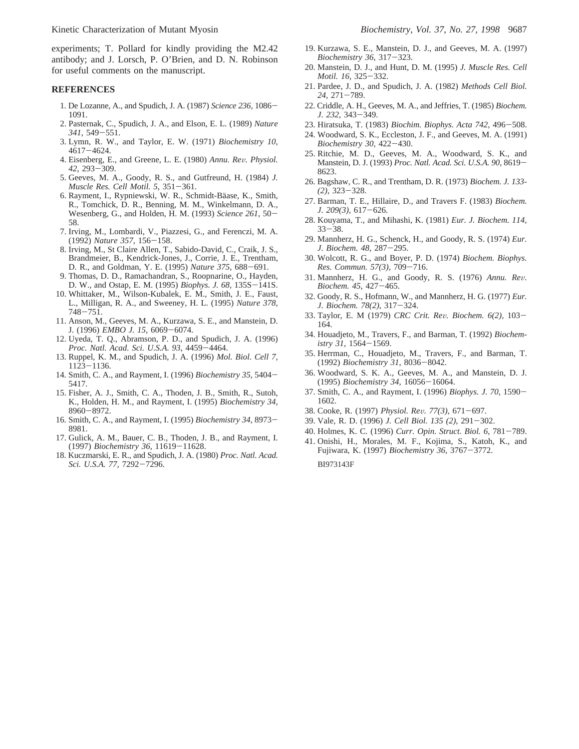experiments; T. Pollard for kindly providing the M2.42 antibody; and J. Lorsch, P. O'Brien, and D. N. Robinson for useful comments on the manuscript.

## REFERENCES

1. De Lozanne, A., and Spudich, J. A. (1987) *Science 236*, 1086–1091.
2. Pasternak, C., Spudich, J. A., and Elson, E. L. (1989) *Nature 341*, 549–551.
3. Lymn, R. W., and Taylor, E. W. (1971) *Biochemistry 10*, 4617–4624.
4. Eisenberg, E., and Greene, L. E. (1980) *Annu. Rev. Physiol. 42*, 293–309.
5. Geeves, M. A., Goody, R. S., and Gutfreund, H. (1984) *J. Muscle Res. Cell Motil. 5*, 351–361.
6. Rayment, I., Rypniewski, W. R., Schmidt-Bäase, K., Smith, R., Tomchick, D. R., Benning, M. M., Winkelmann, D. A., Wesenberg, G., and Holden, H. M. (1993) *Science 261*, 50–58.
7. Irving, M., Lombardi, V., Piazzesi, G., and Ferenczi, M. A. (1992) *Nature 357*, 156–158.
8. Irving, M., St Claire Allen, T., Sabido-David, C., Craik, J. S., Brandmeier, B., Kendrick-Jones, J., Corrie, J. E., Trentham, D. R., and Goldman, Y. E. (1995) *Nature 375*, 688–691.
9. Thomas, D. D., Ramachandran, S., Roopnarine, O., Hayden, D. W., and Ostap, E. M. (1995) *Biophys. J. 68*, 135S–141S.
10. Whittaker, M., Wilson-Kubalek, E. M., Smith, J. E., Faust, L., Milligan, R. A., and Sweeney, H. L. (1995) *Nature 378*, 748–751.
11. Anson, M., Geeves, M. A., Kurzawa, S. E., and Manstein, D. J. (1996) *EMBO J. 15*, 6069–6074.
12. Uyeda, T. Q., Abramson, P. D., and Spudich, J. A. (1996) *Proc. Natl. Acad. Sci. U.S.A. 93*, 4459–4464.
13. Ruppel, K. M., and Spudich, J. A. (1996) *Mol. Biol. Cell 7*, 1123–1136.
14. Smith, C. A., and Rayment, I. (1996) *Biochemistry 35*, 5404–5417.
15. Fisher, A. J., Smith, C. A., Thoden, J. B., Smith, R., Sutoh, K., Holden, H. M., and Rayment, I. (1995) *Biochemistry 34*, 8960–8972.
16. Smith, C. A., and Rayment, I. (1995) *Biochemistry 34*, 8973–8981.
17. Gulick, A. M., Bauer, C. B., Thoden, J. B., and Rayment, I. (1997) *Biochemistry 36*, 11619–11628.
18. Kuczmarski, E. R., and Spudich, J. A. (1980) *Proc. Natl. Acad. Sci. U.S.A. 77*, 7292–7296.
19. Kurzawa, S. E., Manstein, D. J., and Geeves, M. A. (1997) *Biochemistry 36*, 317–323.
20. Manstein, D. J., and Hunt, D. M. (1995) *J. Muscle Res. Cell Motil. 16*, 325–332.
21. Pardee, J. D., and Spudich, J. A. (1982) *Methods Cell Biol. 24*, 271–789.
22. Criddle, A. H., Geeves, M. A., and Jeffries, T. (1985) *Biochem. J. 232*, 343–349.
23. Hiratsuka, T. (1983) *Biochim. Biophys. Acta 742*, 496–508.
24. Woodward, S. K., Eccleston, J. F., and Geeves, M. A. (1991) *Biochemistry 30*, 422–430.
25. Ritchie, M. D., Geeves, M. A., Woodward, S. K., and Manstein, D. J. (1993) *Proc. Natl. Acad. Sci. U.S.A. 90*, 8619–8623.
26. Bagshaw, C. R., and Trentham, D. R. (1973) *Biochem. J. 133-(2)*, 323–328.
27. Barman, T. E., Hillaire, D., and Travers F. (1983) *Biochem. J. 209(3)*, 617–626.
28. Kouyama, T., and Mihashi, K. (1981) *Eur. J. Biochem. 114*, 33–38.
29. Mannherz, H. G., Schenck, H., and Goody, R. S. (1974) *Eur. J. Biochem. 48*, 287–295.
30. Wolcott, R. G., and Boyer, P. D. (1974) *Biochem. Biophys. Res. Commun. 57(3)*, 709–716.
31. Mannherz, H. G., and Goody, R. S. (1976) *Annu. Rev. Biochem. 45*, 427–465.
32. Goody, R. S., Hofmann, W., and Mannherz, H. G. (1977) *Eur. J. Biochem. 78(2)*, 317–324.
33. Taylor, E. M (1979) *CRC Crit. Rev. Biochem. 6(2)*, 103–164.
34. Houadjeto, M., Travers, F., and Barman, T. (1992) *Biochemistry 31*, 1564–1569.
35. Herrman, C., Houadjeto, M., Travers, F., and Barman, T. (1992) *Biochemistry 31*, 8036–8042.
36. Woodward, S. K. A., Geeves, M. A., and Manstein, D. J. (1995) *Biochemistry 34*, 16056–16064.
37. Smith, C. A., and Rayment, I. (1996) *Biophys. J. 70*, 1590–1602.
38. Cooke, R. (1997) *Physiol. Rev. 77(3)*, 671–697.
39. Vale, R. D. (1996) *J. Cell Biol. 135 (2)*, 291–302.
40. Holmes, K. C. (1996) *Curr. Opin. Struct. Biol. 6*, 781–789.
41. Onishi, H., Morales, M. F., Kojima, S., Katoh, K., and Fujiwara, K. (1997) *Biochemistry 36*, 3767–3772.

BI973143F